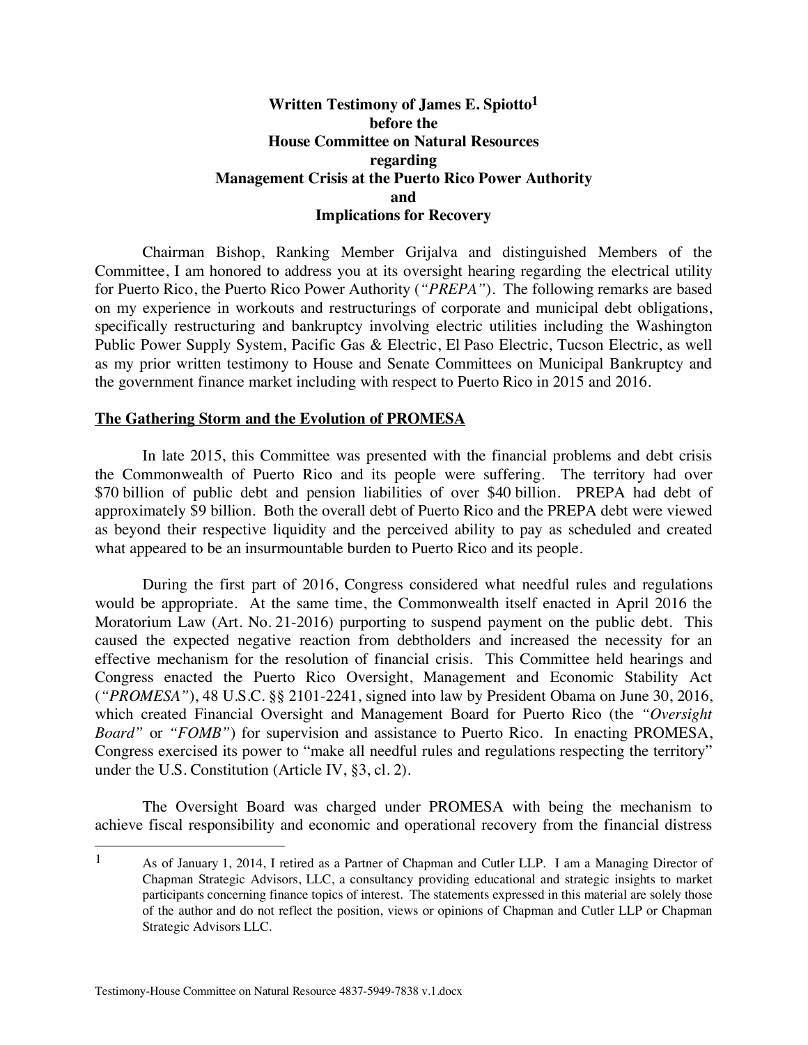# Written Testimony of James E. Spiotto[1] before the House Committee on Natural Resources regarding Management Crisis at the Puerto Rico Power Authority and Implications for Recovery

Chairman Bishop, Ranking Member Grijalva and distinguished Members of the Committee, I am honored to address you at its oversight hearing regarding the electrical utility for Puerto Rico, the Puerto Rico Power Authority (*"PREPA"*). The following remarks are based on my experience in workouts and restructurings of corporate and municipal debt obligations, specifically restructuring and bankruptcy involving electric utilities including the Washington Public Power Supply System, Pacific Gas & Electric, El Paso Electric, Tucson Electric, as well as my prior written testimony to House and Senate Committees on Municipal Bankruptcy and the government finance market including with respect to Puerto Rico in 2015 and 2016.

## The Gathering Storm and the Evolution of PROMESA

In late 2015, this Committee was presented with the financial problems and debt crisis the Commonwealth of Puerto Rico and its people were suffering. The territory had over $70 billion of public debt and pension liabilities of over $40 billion. PREPA had debt of approximately $9 billion. Both the overall debt of Puerto Rico and the PREPA debt were viewed as beyond their respective liquidity and the perceived ability to pay as scheduled and created what appeared to be an insurmountable burden to Puerto Rico and its people.

During the first part of 2016, Congress considered what needful rules and regulations would be appropriate. At the same time, the Commonwealth itself enacted in April 2016 the Moratorium Law (Art. No. 21-2016) purporting to suspend payment on the public debt. This caused the expected negative reaction from debtholders and increased the necessity for an effective mechanism for the resolution of financial crisis. This Committee held hearings and Congress enacted the Puerto Rico Oversight, Management and Economic Stability Act (*"PROMESA"*), 48 U.S.C. §§ 2101-2241, signed into law by President Obama on June 30, 2016, which created Financial Oversight and Management Board for Puerto Rico (the *"Oversight Board"* or *"FOMB"*) for supervision and assistance to Puerto Rico. In enacting PROMESA, Congress exercised its power to "make all needful rules and regulations respecting the territory" under the U.S. Constitution (Article IV, §3, cl. 2).

The Oversight Board was charged under PROMESA with being the mechanism to achieve fiscal responsibility and economic and operational recovery from the financial distress

---

[1] As of January 1, 2014, I retired as a Partner of Chapman and Cutler LLP. I am a Managing Director of Chapman Strategic Advisors, LLC, a consultancy providing educational and strategic insights to market participants concerning finance topics of interest. The statements expressed in this material are solely those of the author and do not reflect the position, views or opinions of Chapman and Cutler LLP or Chapman Strategic Advisors LLC.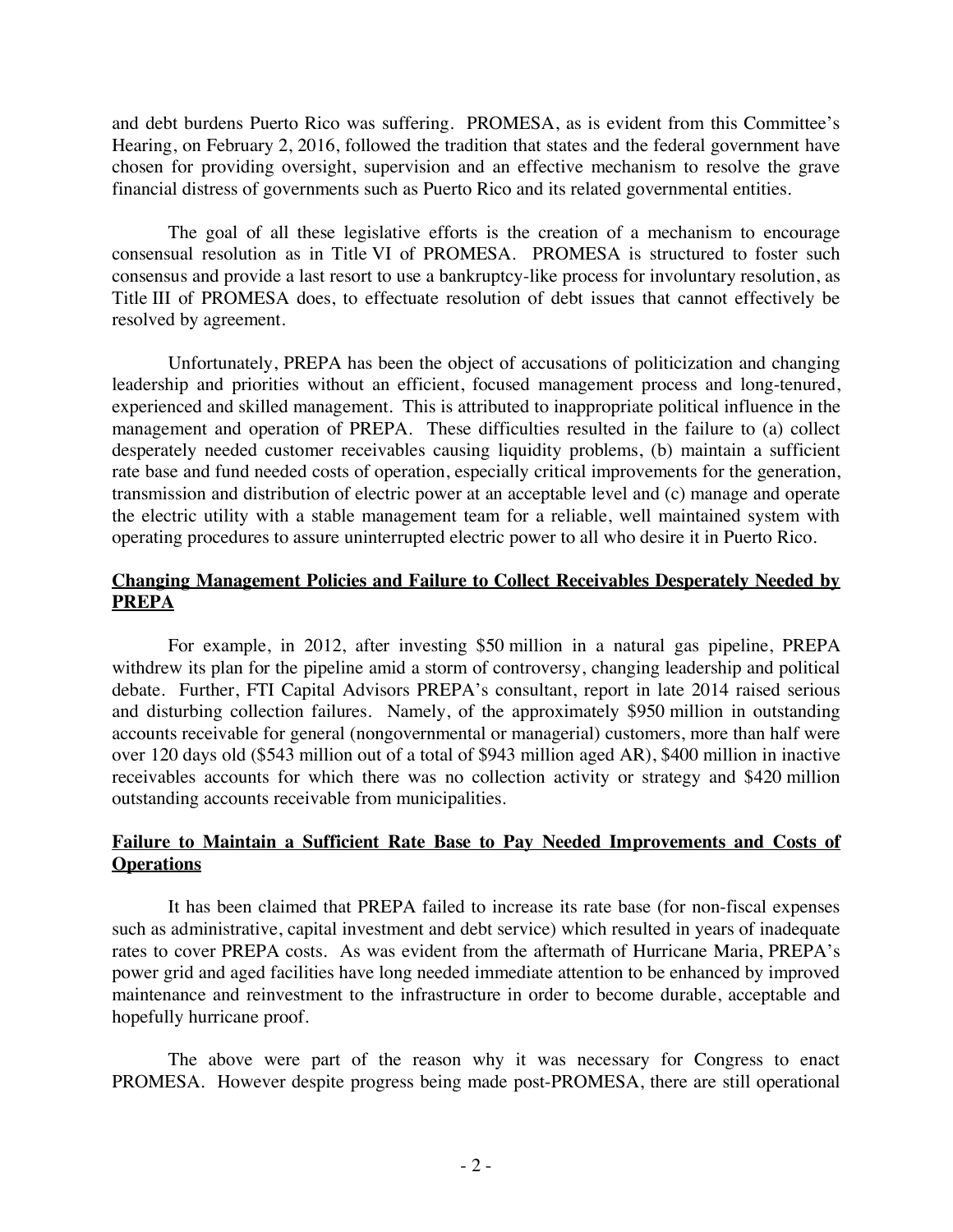and debt burdens Puerto Rico was suffering. PROMESA, as is evident from this Committee's Hearing, on February 2, 2016, followed the tradition that states and the federal government have chosen for providing oversight, supervision and an effective mechanism to resolve the grave financial distress of governments such as Puerto Rico and its related governmental entities.

The goal of all these legislative efforts is the creation of a mechanism to encourage consensual resolution as in Title VI of PROMESA. PROMESA is structured to foster such consensus and provide a last resort to use a bankruptcy-like process for involuntary resolution, as Title III of PROMESA does, to effectuate resolution of debt issues that cannot effectively be resolved by agreement.

Unfortunately, PREPA has been the object of accusations of politicization and changing leadership and priorities without an efficient, focused management process and long-tenured, experienced and skilled management. This is attributed to inappropriate political influence in the management and operation of PREPA. These difficulties resulted in the failure to (a) collect desperately needed customer receivables causing liquidity problems, (b) maintain a sufficient rate base and fund needed costs of operation, especially critical improvements for the generation, transmission and distribution of electric power at an acceptable level and (c) manage and operate the electric utility with a stable management team for a reliable, well maintained system with operating procedures to assure uninterrupted electric power to all who desire it in Puerto Rico.

**Changing Management Policies and Failure to Collect Receivables Desperately Needed by PREPA**

For example, in 2012, after investing $50 million in a natural gas pipeline, PREPA withdrew its plan for the pipeline amid a storm of controversy, changing leadership and political debate. Further, FTI Capital Advisors PREPA's consultant, report in late 2014 raised serious and disturbing collection failures. Namely, of the approximately $950 million in outstanding accounts receivable for general (nongovernmental or managerial) customers, more than half were over 120 days old ($543 million out of a total of $943 million aged AR), $400 million in inactive receivables accounts for which there was no collection activity or strategy and $420 million outstanding accounts receivable from municipalities.

**Failure to Maintain a Sufficient Rate Base to Pay Needed Improvements and Costs of Operations**

It has been claimed that PREPA failed to increase its rate base (for non-fiscal expenses such as administrative, capital investment and debt service) which resulted in years of inadequate rates to cover PREPA costs. As was evident from the aftermath of Hurricane Maria, PREPA's power grid and aged facilities have long needed immediate attention to be enhanced by improved maintenance and reinvestment to the infrastructure in order to become durable, acceptable and hopefully hurricane proof.

The above were part of the reason why it was necessary for Congress to enact PROMESA. However despite progress being made post-PROMESA, there are still operational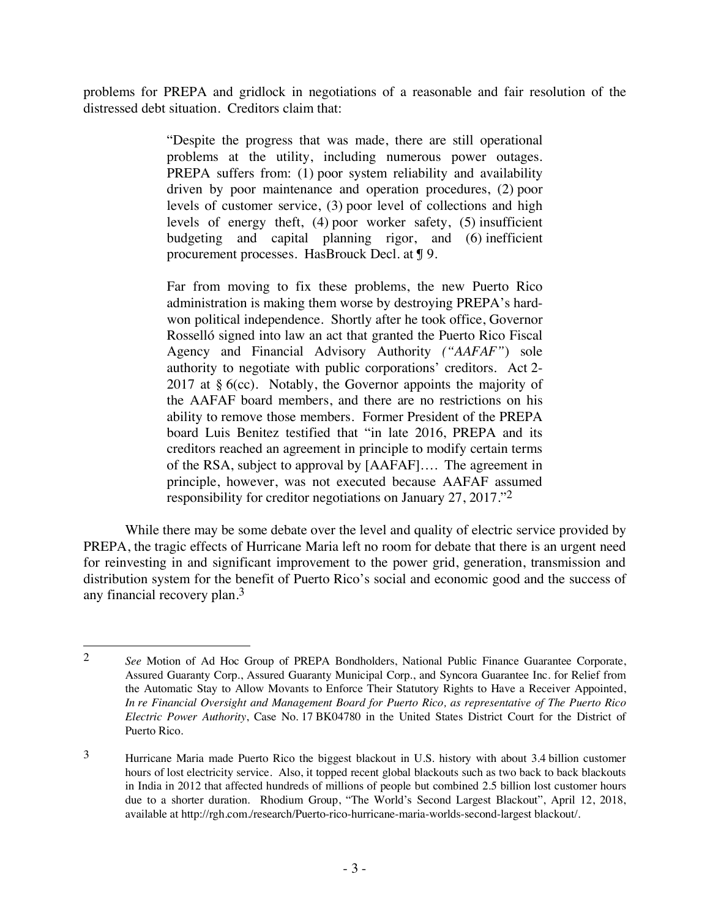problems for PREPA and gridlock in negotiations of a reasonable and fair resolution of the distressed debt situation. Creditors claim that:

> "Despite the progress that was made, there are still operational problems at the utility, including numerous power outages. PREPA suffers from: (1) poor system reliability and availability driven by poor maintenance and operation procedures, (2) poor levels of customer service, (3) poor level of collections and high levels of energy theft, (4) poor worker safety, (5) insufficient budgeting and capital planning rigor, and (6) inefficient procurement processes. HasBrouck Decl. at ¶ 9.
>
> Far from moving to fix these problems, the new Puerto Rico administration is making them worse by destroying PREPA's hard-won political independence. Shortly after he took office, Governor Rosselló signed into law an act that granted the Puerto Rico Fiscal Agency and Financial Advisory Authority *("AAFAF")* sole authority to negotiate with public corporations' creditors. Act 2-2017 at § 6(cc). Notably, the Governor appoints the majority of the AAFAF board members, and there are no restrictions on his ability to remove those members. Former President of the PREPA board Luis Benitez testified that "in late 2016, PREPA and its creditors reached an agreement in principle to modify certain terms of the RSA, subject to approval by [AAFAF]…. The agreement in principle, however, was not executed because AAFAF assumed responsibility for creditor negotiations on January 27, 2017."[2]

While there may be some debate over the level and quality of electric service provided by PREPA, the tragic effects of Hurricane Maria left no room for debate that there is an urgent need for reinvesting in and significant improvement to the power grid, generation, transmission and distribution system for the benefit of Puerto Rico's social and economic good and the success of any financial recovery plan.[3]

---

[2] *See* Motion of Ad Hoc Group of PREPA Bondholders, National Public Finance Guarantee Corporate, Assured Guaranty Corp., Assured Guaranty Municipal Corp., and Syncora Guarantee Inc. for Relief from the Automatic Stay to Allow Movants to Enforce Their Statutory Rights to Have a Receiver Appointed, *In re Financial Oversight and Management Board for Puerto Rico, as representative of The Puerto Rico Electric Power Authority*, Case No. 17 BK04780 in the United States District Court for the District of Puerto Rico.

[3] Hurricane Maria made Puerto Rico the biggest blackout in U.S. history with about 3.4 billion customer hours of lost electricity service. Also, it topped recent global blackouts such as two back to back blackouts in India in 2012 that affected hundreds of millions of people but combined 2.5 billion lost customer hours due to a shorter duration. Rhodium Group, "The World's Second Largest Blackout", April 12, 2018, available at http://rgh.com./research/Puerto-rico-hurricane-maria-worlds-second-largest blackout/.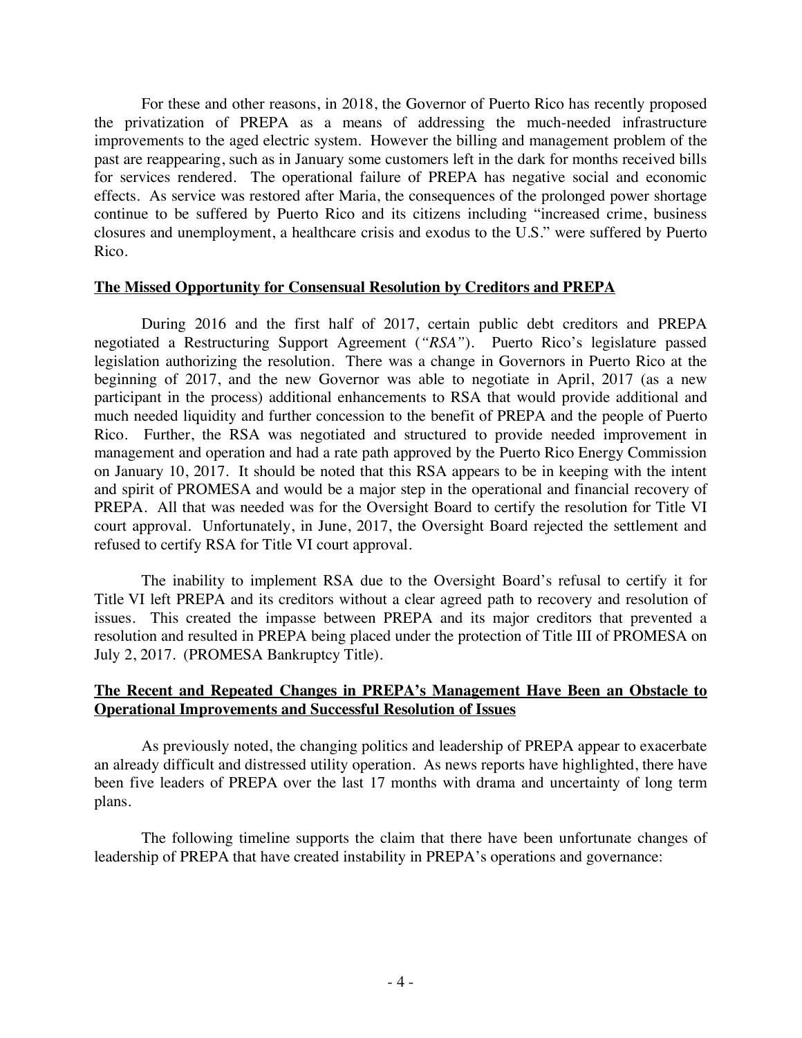For these and other reasons, in 2018, the Governor of Puerto Rico has recently proposed the privatization of PREPA as a means of addressing the much-needed infrastructure improvements to the aged electric system. However the billing and management problem of the past are reappearing, such as in January some customers left in the dark for months received bills for services rendered. The operational failure of PREPA has negative social and economic effects. As service was restored after Maria, the consequences of the prolonged power shortage continue to be suffered by Puerto Rico and its citizens including "increased crime, business closures and unemployment, a healthcare crisis and exodus to the U.S." were suffered by Puerto Rico.

**The Missed Opportunity for Consensual Resolution by Creditors and PREPA**

During 2016 and the first half of 2017, certain public debt creditors and PREPA negotiated a Restructuring Support Agreement (*"RSA"*). Puerto Rico's legislature passed legislation authorizing the resolution. There was a change in Governors in Puerto Rico at the beginning of 2017, and the new Governor was able to negotiate in April, 2017 (as a new participant in the process) additional enhancements to RSA that would provide additional and much needed liquidity and further concession to the benefit of PREPA and the people of Puerto Rico. Further, the RSA was negotiated and structured to provide needed improvement in management and operation and had a rate path approved by the Puerto Rico Energy Commission on January 10, 2017. It should be noted that this RSA appears to be in keeping with the intent and spirit of PROMESA and would be a major step in the operational and financial recovery of PREPA. All that was needed was for the Oversight Board to certify the resolution for Title VI court approval. Unfortunately, in June, 2017, the Oversight Board rejected the settlement and refused to certify RSA for Title VI court approval.

The inability to implement RSA due to the Oversight Board's refusal to certify it for Title VI left PREPA and its creditors without a clear agreed path to recovery and resolution of issues. This created the impasse between PREPA and its major creditors that prevented a resolution and resulted in PREPA being placed under the protection of Title III of PROMESA on July 2, 2017. (PROMESA Bankruptcy Title).

**The Recent and Repeated Changes in PREPA's Management Have Been an Obstacle to Operational Improvements and Successful Resolution of Issues**

As previously noted, the changing politics and leadership of PREPA appear to exacerbate an already difficult and distressed utility operation. As news reports have highlighted, there have been five leaders of PREPA over the last 17 months with drama and uncertainty of long term plans.

The following timeline supports the claim that there have been unfortunate changes of leadership of PREPA that have created instability in PREPA's operations and governance: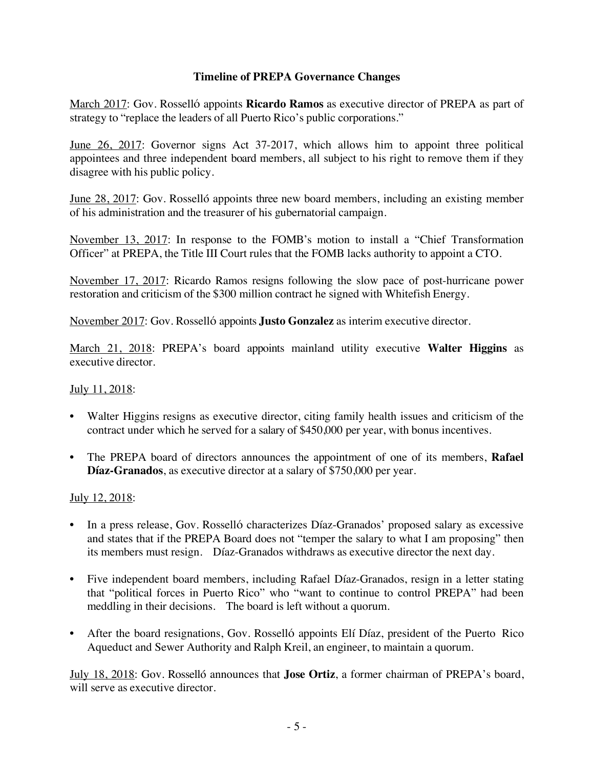**Timeline of PREPA Governance Changes**

March 2017: Gov. Rosselló appoints **Ricardo Ramos** as executive director of PREPA as part of strategy to "replace the leaders of all Puerto Rico's public corporations."

June 26, 2017: Governor signs Act 37-2017, which allows him to appoint three political appointees and three independent board members, all subject to his right to remove them if they disagree with his public policy.

June 28, 2017: Gov. Rosselló appoints three new board members, including an existing member of his administration and the treasurer of his gubernatorial campaign.

November 13, 2017: In response to the FOMB's motion to install a "Chief Transformation Officer" at PREPA, the Title III Court rules that the FOMB lacks authority to appoint a CTO.

November 17, 2017: Ricardo Ramos resigns following the slow pace of post-hurricane power restoration and criticism of the $300 million contract he signed with Whitefish Energy.

November 2017: Gov. Rosselló appoints **Justo Gonzalez** as interim executive director.

March 21, 2018: PREPA's board appoints mainland utility executive **Walter Higgins** as executive director.

July 11, 2018:

- Walter Higgins resigns as executive director, citing family health issues and criticism of the contract under which he served for a salary of $450,000 per year, with bonus incentives.
- The PREPA board of directors announces the appointment of one of its members, **Rafael Díaz-Granados**, as executive director at a salary of $750,000 per year.

July 12, 2018:

- In a press release, Gov. Rosselló characterizes Díaz-Granados' proposed salary as excessive and states that if the PREPA Board does not "temper the salary to what I am proposing" then its members must resign. Díaz-Granados withdraws as executive director the next day.
- Five independent board members, including Rafael Díaz-Granados, resign in a letter stating that "political forces in Puerto Rico" who "want to continue to control PREPA" had been meddling in their decisions. The board is left without a quorum.
- After the board resignations, Gov. Rosselló appoints Elí Díaz, president of the Puerto Rico Aqueduct and Sewer Authority and Ralph Kreil, an engineer, to maintain a quorum.

July 18, 2018: Gov. Rosselló announces that **Jose Ortiz**, a former chairman of PREPA's board, will serve as executive director.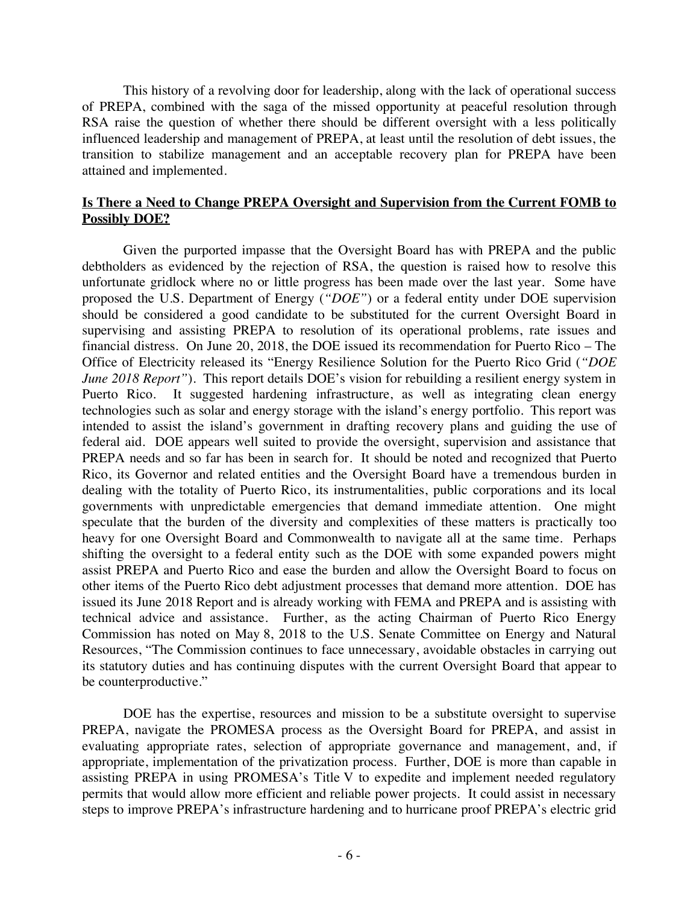This history of a revolving door for leadership, along with the lack of operational success of PREPA, combined with the saga of the missed opportunity at peaceful resolution through RSA raise the question of whether there should be different oversight with a less politically influenced leadership and management of PREPA, at least until the resolution of debt issues, the transition to stabilize management and an acceptable recovery plan for PREPA have been attained and implemented.

**Is There a Need to Change PREPA Oversight and Supervision from the Current FOMB to Possibly DOE?**

Given the purported impasse that the Oversight Board has with PREPA and the public debtholders as evidenced by the rejection of RSA, the question is raised how to resolve this unfortunate gridlock where no or little progress has been made over the last year. Some have proposed the U.S. Department of Energy (*"DOE"*) or a federal entity under DOE supervision should be considered a good candidate to be substituted for the current Oversight Board in supervising and assisting PREPA to resolution of its operational problems, rate issues and financial distress. On June 20, 2018, the DOE issued its recommendation for Puerto Rico – The Office of Electricity released its "Energy Resilience Solution for the Puerto Rico Grid (*"DOE June 2018 Report"*). This report details DOE's vision for rebuilding a resilient energy system in Puerto Rico. It suggested hardening infrastructure, as well as integrating clean energy technologies such as solar and energy storage with the island's energy portfolio. This report was intended to assist the island's government in drafting recovery plans and guiding the use of federal aid. DOE appears well suited to provide the oversight, supervision and assistance that PREPA needs and so far has been in search for. It should be noted and recognized that Puerto Rico, its Governor and related entities and the Oversight Board have a tremendous burden in dealing with the totality of Puerto Rico, its instrumentalities, public corporations and its local governments with unpredictable emergencies that demand immediate attention. One might speculate that the burden of the diversity and complexities of these matters is practically too heavy for one Oversight Board and Commonwealth to navigate all at the same time. Perhaps shifting the oversight to a federal entity such as the DOE with some expanded powers might assist PREPA and Puerto Rico and ease the burden and allow the Oversight Board to focus on other items of the Puerto Rico debt adjustment processes that demand more attention. DOE has issued its June 2018 Report and is already working with FEMA and PREPA and is assisting with technical advice and assistance. Further, as the acting Chairman of Puerto Rico Energy Commission has noted on May 8, 2018 to the U.S. Senate Committee on Energy and Natural Resources, "The Commission continues to face unnecessary, avoidable obstacles in carrying out its statutory duties and has continuing disputes with the current Oversight Board that appear to be counterproductive."

DOE has the expertise, resources and mission to be a substitute oversight to supervise PREPA, navigate the PROMESA process as the Oversight Board for PREPA, and assist in evaluating appropriate rates, selection of appropriate governance and management, and, if appropriate, implementation of the privatization process. Further, DOE is more than capable in assisting PREPA in using PROMESA's Title V to expedite and implement needed regulatory permits that would allow more efficient and reliable power projects. It could assist in necessary steps to improve PREPA's infrastructure hardening and to hurricane proof PREPA's electric grid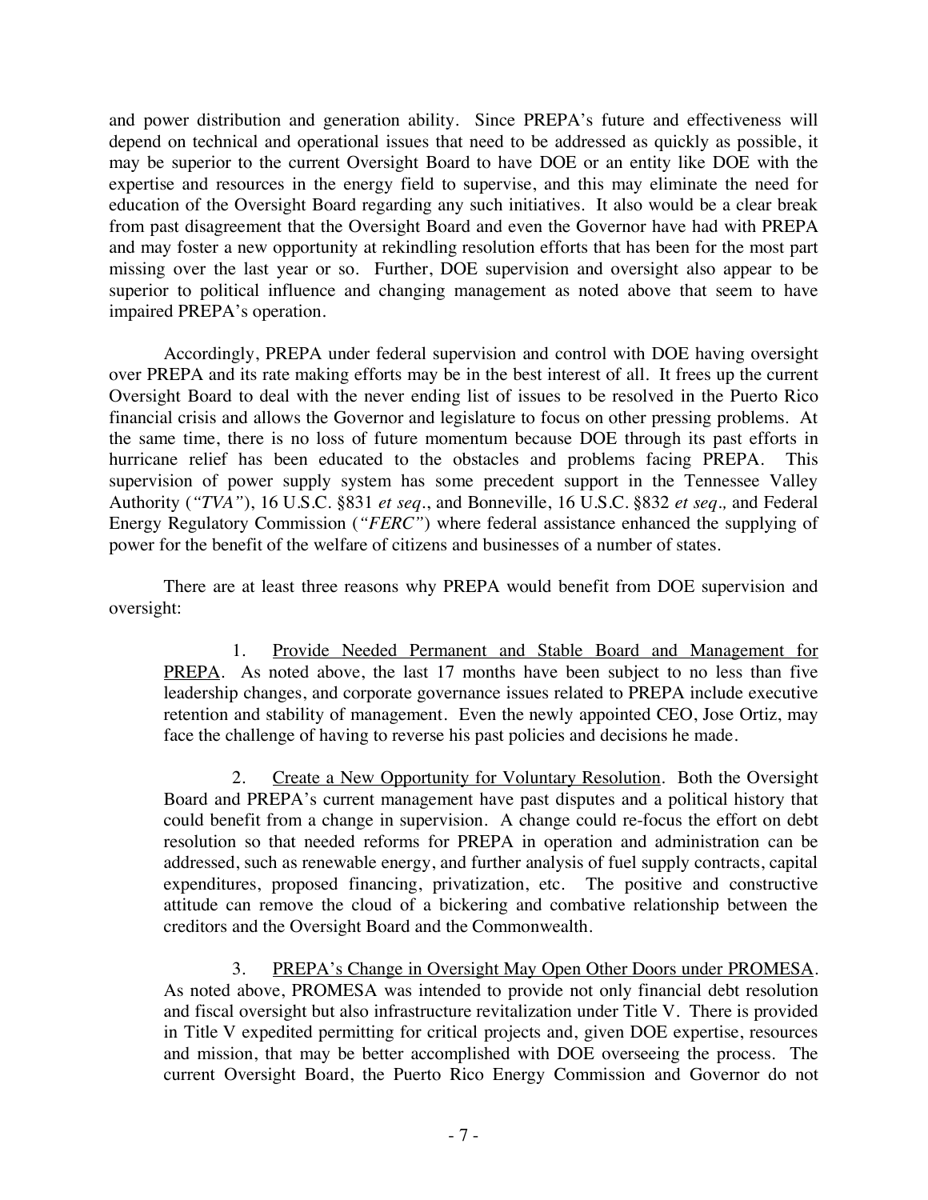and power distribution and generation ability. Since PREPA's future and effectiveness will depend on technical and operational issues that need to be addressed as quickly as possible, it may be superior to the current Oversight Board to have DOE or an entity like DOE with the expertise and resources in the energy field to supervise, and this may eliminate the need for education of the Oversight Board regarding any such initiatives. It also would be a clear break from past disagreement that the Oversight Board and even the Governor have had with PREPA and may foster a new opportunity at rekindling resolution efforts that has been for the most part missing over the last year or so. Further, DOE supervision and oversight also appear to be superior to political influence and changing management as noted above that seem to have impaired PREPA's operation.

Accordingly, PREPA under federal supervision and control with DOE having oversight over PREPA and its rate making efforts may be in the best interest of all. It frees up the current Oversight Board to deal with the never ending list of issues to be resolved in the Puerto Rico financial crisis and allows the Governor and legislature to focus on other pressing problems. At the same time, there is no loss of future momentum because DOE through its past efforts in hurricane relief has been educated to the obstacles and problems facing PREPA. This supervision of power supply system has some precedent support in the Tennessee Valley Authority (*"TVA"*), 16 U.S.C. §831 *et seq*., and Bonneville, 16 U.S.C. §832 *et seq.,* and Federal Energy Regulatory Commission (*"FERC"*) where federal assistance enhanced the supplying of power for the benefit of the welfare of citizens and businesses of a number of states.

There are at least three reasons why PREPA would benefit from DOE supervision and oversight:

> 1. <u>Provide Needed Permanent and Stable Board and Management for PREPA</u>. As noted above, the last 17 months have been subject to no less than five leadership changes, and corporate governance issues related to PREPA include executive retention and stability of management. Even the newly appointed CEO, Jose Ortiz, may face the challenge of having to reverse his past policies and decisions he made.
>
> 2. <u>Create a New Opportunity for Voluntary Resolution</u>. Both the Oversight Board and PREPA's current management have past disputes and a political history that could benefit from a change in supervision. A change could re-focus the effort on debt resolution so that needed reforms for PREPA in operation and administration can be addressed, such as renewable energy, and further analysis of fuel supply contracts, capital expenditures, proposed financing, privatization, etc. The positive and constructive attitude can remove the cloud of a bickering and combative relationship between the creditors and the Oversight Board and the Commonwealth.
>
> 3. <u>PREPA's Change in Oversight May Open Other Doors under PROMESA</u>. As noted above, PROMESA was intended to provide not only financial debt resolution and fiscal oversight but also infrastructure revitalization under Title V. There is provided in Title V expedited permitting for critical projects and, given DOE expertise, resources and mission, that may be better accomplished with DOE overseeing the process. The current Oversight Board, the Puerto Rico Energy Commission and Governor do not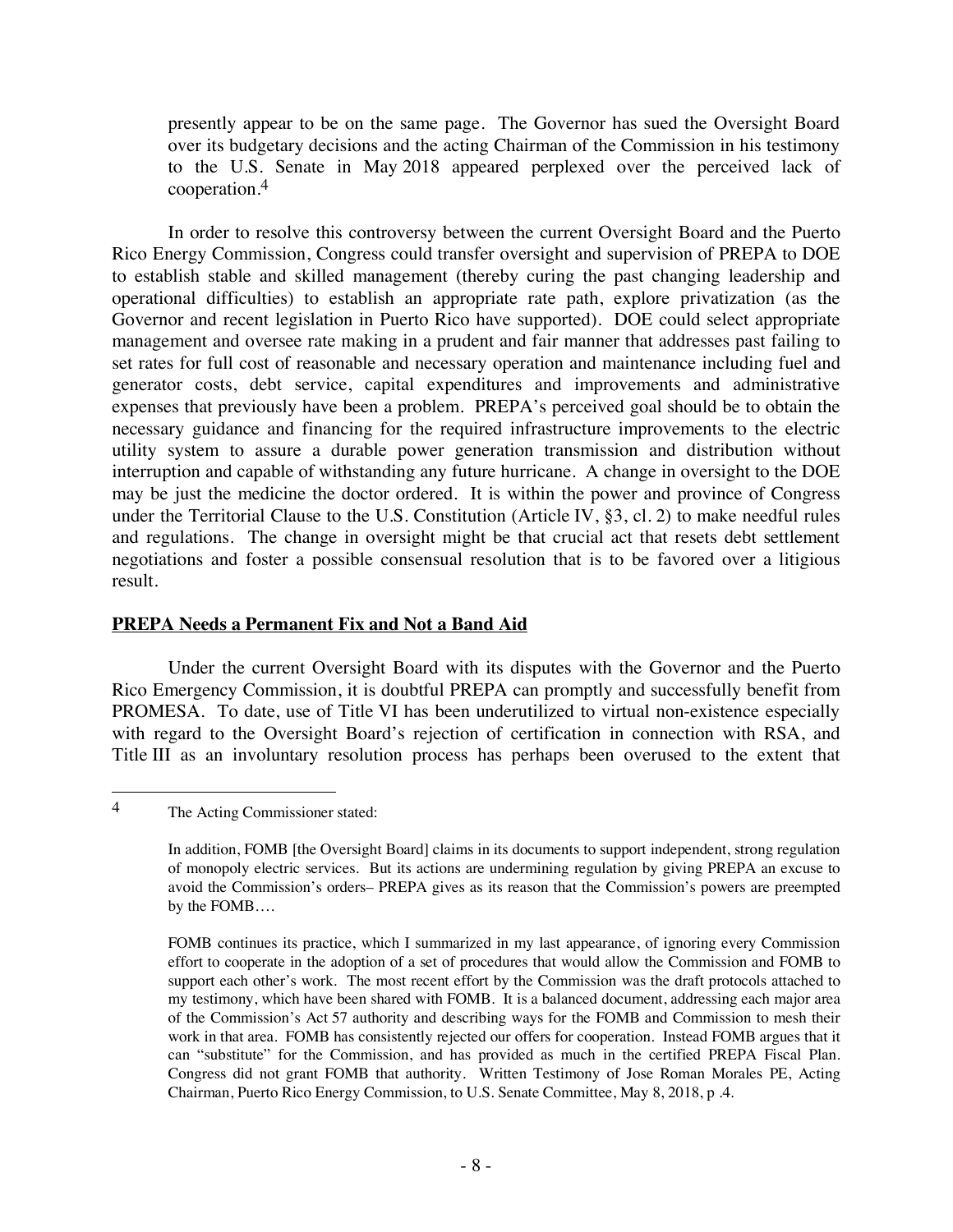presently appear to be on the same page. The Governor has sued the Oversight Board over its budgetary decisions and the acting Chairman of the Commission in his testimony to the U.S. Senate in May 2018 appeared perplexed over the perceived lack of cooperation.[4]

In order to resolve this controversy between the current Oversight Board and the Puerto Rico Energy Commission, Congress could transfer oversight and supervision of PREPA to DOE to establish stable and skilled management (thereby curing the past changing leadership and operational difficulties) to establish an appropriate rate path, explore privatization (as the Governor and recent legislation in Puerto Rico have supported). DOE could select appropriate management and oversee rate making in a prudent and fair manner that addresses past failing to set rates for full cost of reasonable and necessary operation and maintenance including fuel and generator costs, debt service, capital expenditures and improvements and administrative expenses that previously have been a problem. PREPA's perceived goal should be to obtain the necessary guidance and financing for the required infrastructure improvements to the electric utility system to assure a durable power generation transmission and distribution without interruption and capable of withstanding any future hurricane. A change in oversight to the DOE may be just the medicine the doctor ordered. It is within the power and province of Congress under the Territorial Clause to the U.S. Constitution (Article IV, §3, cl. 2) to make needful rules and regulations. The change in oversight might be that crucial act that resets debt settlement negotiations and foster a possible consensual resolution that is to be favored over a litigious result.

**PREPA Needs a Permanent Fix and Not a Band Aid**

Under the current Oversight Board with its disputes with the Governor and the Puerto Rico Emergency Commission, it is doubtful PREPA can promptly and successfully benefit from PROMESA. To date, use of Title VI has been underutilized to virtual non-existence especially with regard to the Oversight Board's rejection of certification in connection with RSA, and Title III as an involuntary resolution process has perhaps been overused to the extent that

---

[4] The Acting Commissioner stated:

> In addition, FOMB [the Oversight Board] claims in its documents to support independent, strong regulation of monopoly electric services. But its actions are undermining regulation by giving PREPA an excuse to avoid the Commission's orders– PREPA gives as its reason that the Commission's powers are preempted by the FOMB….
>
> FOMB continues its practice, which I summarized in my last appearance, of ignoring every Commission effort to cooperate in the adoption of a set of procedures that would allow the Commission and FOMB to support each other's work. The most recent effort by the Commission was the draft protocols attached to my testimony, which have been shared with FOMB. It is a balanced document, addressing each major area of the Commission's Act 57 authority and describing ways for the FOMB and Commission to mesh their work in that area. FOMB has consistently rejected our offers for cooperation. Instead FOMB argues that it can "substitute" for the Commission, and has provided as much in the certified PREPA Fiscal Plan. Congress did not grant FOMB that authority. Written Testimony of Jose Roman Morales PE, Acting Chairman, Puerto Rico Energy Commission, to U.S. Senate Committee, May 8, 2018, p .4.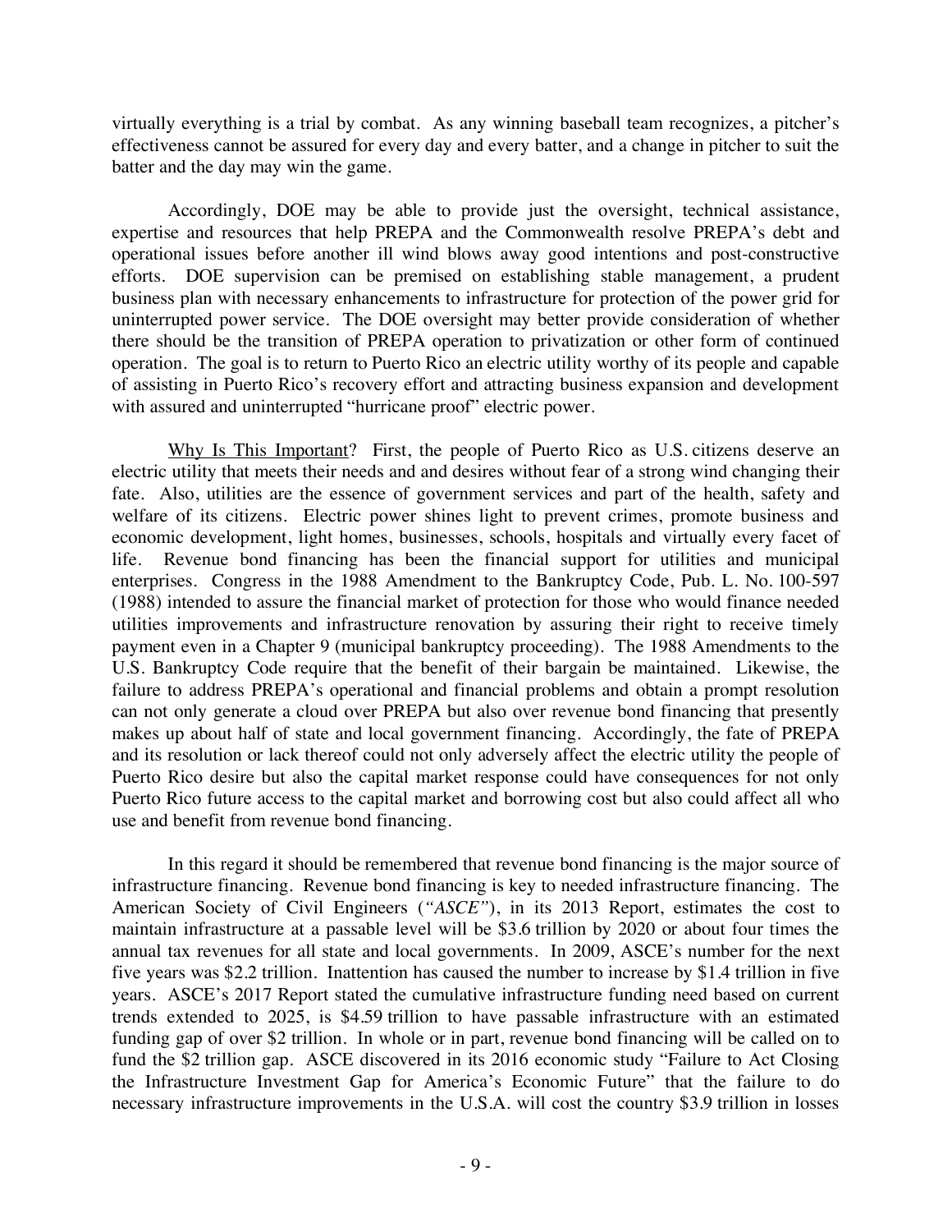virtually everything is a trial by combat. As any winning baseball team recognizes, a pitcher's effectiveness cannot be assured for every day and every batter, and a change in pitcher to suit the batter and the day may win the game.

Accordingly, DOE may be able to provide just the oversight, technical assistance, expertise and resources that help PREPA and the Commonwealth resolve PREPA's debt and operational issues before another ill wind blows away good intentions and post-constructive efforts. DOE supervision can be premised on establishing stable management, a prudent business plan with necessary enhancements to infrastructure for protection of the power grid for uninterrupted power service. The DOE oversight may better provide consideration of whether there should be the transition of PREPA operation to privatization or other form of continued operation. The goal is to return to Puerto Rico an electric utility worthy of its people and capable of assisting in Puerto Rico's recovery effort and attracting business expansion and development with assured and uninterrupted "hurricane proof" electric power.

<u>Why Is This Important</u>? First, the people of Puerto Rico as U.S. citizens deserve an electric utility that meets their needs and and desires without fear of a strong wind changing their fate. Also, utilities are the essence of government services and part of the health, safety and welfare of its citizens. Electric power shines light to prevent crimes, promote business and economic development, light homes, businesses, schools, hospitals and virtually every facet of life. Revenue bond financing has been the financial support for utilities and municipal enterprises. Congress in the 1988 Amendment to the Bankruptcy Code, Pub. L. No. 100-597 (1988) intended to assure the financial market of protection for those who would finance needed utilities improvements and infrastructure renovation by assuring their right to receive timely payment even in a Chapter 9 (municipal bankruptcy proceeding). The 1988 Amendments to the U.S. Bankruptcy Code require that the benefit of their bargain be maintained. Likewise, the failure to address PREPA's operational and financial problems and obtain a prompt resolution can not only generate a cloud over PREPA but also over revenue bond financing that presently makes up about half of state and local government financing. Accordingly, the fate of PREPA and its resolution or lack thereof could not only adversely affect the electric utility the people of Puerto Rico desire but also the capital market response could have consequences for not only Puerto Rico future access to the capital market and borrowing cost but also could affect all who use and benefit from revenue bond financing.

In this regard it should be remembered that revenue bond financing is the major source of infrastructure financing. Revenue bond financing is key to needed infrastructure financing. The American Society of Civil Engineers (*"ASCE"*), in its 2013 Report, estimates the cost to maintain infrastructure at a passable level will be \$3.6 trillion by 2020 or about four times the annual tax revenues for all state and local governments. In 2009, ASCE's number for the next five years was \$2.2 trillion. Inattention has caused the number to increase by \$1.4 trillion in five years. ASCE's 2017 Report stated the cumulative infrastructure funding need based on current trends extended to 2025, is \$4.59 trillion to have passable infrastructure with an estimated funding gap of over \$2 trillion. In whole or in part, revenue bond financing will be called on to fund the \$2 trillion gap. ASCE discovered in its 2016 economic study "Failure to Act Closing the Infrastructure Investment Gap for America's Economic Future" that the failure to do necessary infrastructure improvements in the U.S.A. will cost the country \$3.9 trillion in losses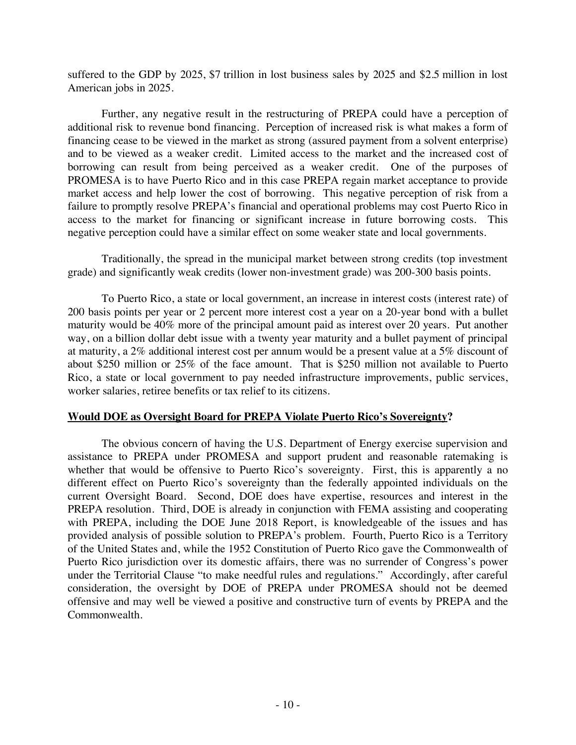suffered to the GDP by 2025, $7 trillion in lost business sales by 2025 and $2.5 million in lost American jobs in 2025.

Further, any negative result in the restructuring of PREPA could have a perception of additional risk to revenue bond financing. Perception of increased risk is what makes a form of financing cease to be viewed in the market as strong (assured payment from a solvent enterprise) and to be viewed as a weaker credit. Limited access to the market and the increased cost of borrowing can result from being perceived as a weaker credit. One of the purposes of PROMESA is to have Puerto Rico and in this case PREPA regain market acceptance to provide market access and help lower the cost of borrowing. This negative perception of risk from a failure to promptly resolve PREPA's financial and operational problems may cost Puerto Rico in access to the market for financing or significant increase in future borrowing costs. This negative perception could have a similar effect on some weaker state and local governments.

Traditionally, the spread in the municipal market between strong credits (top investment grade) and significantly weak credits (lower non-investment grade) was 200-300 basis points.

To Puerto Rico, a state or local government, an increase in interest costs (interest rate) of 200 basis points per year or 2 percent more interest cost a year on a 20-year bond with a bullet maturity would be 40% more of the principal amount paid as interest over 20 years. Put another way, on a billion dollar debt issue with a twenty year maturity and a bullet payment of principal at maturity, a 2% additional interest cost per annum would be a present value at a 5% discount of about $250 million or 25% of the face amount. That is $250 million not available to Puerto Rico, a state or local government to pay needed infrastructure improvements, public services, worker salaries, retiree benefits or tax relief to its citizens.

**<u>Would DOE as Oversight Board for PREPA Violate Puerto Rico's Sovereignty</u>?**

The obvious concern of having the U.S. Department of Energy exercise supervision and assistance to PREPA under PROMESA and support prudent and reasonable ratemaking is whether that would be offensive to Puerto Rico's sovereignty. First, this is apparently a no different effect on Puerto Rico's sovereignty than the federally appointed individuals on the current Oversight Board. Second, DOE does have expertise, resources and interest in the PREPA resolution. Third, DOE is already in conjunction with FEMA assisting and cooperating with PREPA, including the DOE June 2018 Report, is knowledgeable of the issues and has provided analysis of possible solution to PREPA's problem. Fourth, Puerto Rico is a Territory of the United States and, while the 1952 Constitution of Puerto Rico gave the Commonwealth of Puerto Rico jurisdiction over its domestic affairs, there was no surrender of Congress's power under the Territorial Clause "to make needful rules and regulations." Accordingly, after careful consideration, the oversight by DOE of PREPA under PROMESA should not be deemed offensive and may well be viewed a positive and constructive turn of events by PREPA and the Commonwealth.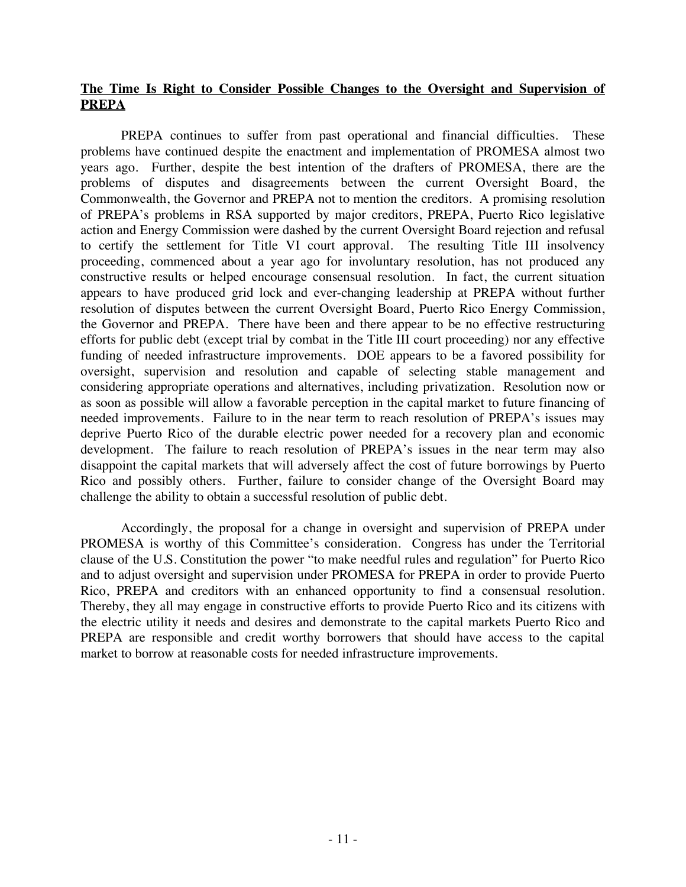**The Time Is Right to Consider Possible Changes to the Oversight and Supervision of PREPA**

PREPA continues to suffer from past operational and financial difficulties. These problems have continued despite the enactment and implementation of PROMESA almost two years ago. Further, despite the best intention of the drafters of PROMESA, there are the problems of disputes and disagreements between the current Oversight Board, the Commonwealth, the Governor and PREPA not to mention the creditors. A promising resolution of PREPA's problems in RSA supported by major creditors, PREPA, Puerto Rico legislative action and Energy Commission were dashed by the current Oversight Board rejection and refusal to certify the settlement for Title VI court approval. The resulting Title III insolvency proceeding, commenced about a year ago for involuntary resolution, has not produced any constructive results or helped encourage consensual resolution. In fact, the current situation appears to have produced grid lock and ever-changing leadership at PREPA without further resolution of disputes between the current Oversight Board, Puerto Rico Energy Commission, the Governor and PREPA. There have been and there appear to be no effective restructuring efforts for public debt (except trial by combat in the Title III court proceeding) nor any effective funding of needed infrastructure improvements. DOE appears to be a favored possibility for oversight, supervision and resolution and capable of selecting stable management and considering appropriate operations and alternatives, including privatization. Resolution now or as soon as possible will allow a favorable perception in the capital market to future financing of needed improvements. Failure to in the near term to reach resolution of PREPA's issues may deprive Puerto Rico of the durable electric power needed for a recovery plan and economic development. The failure to reach resolution of PREPA's issues in the near term may also disappoint the capital markets that will adversely affect the cost of future borrowings by Puerto Rico and possibly others. Further, failure to consider change of the Oversight Board may challenge the ability to obtain a successful resolution of public debt.

Accordingly, the proposal for a change in oversight and supervision of PREPA under PROMESA is worthy of this Committee's consideration. Congress has under the Territorial clause of the U.S. Constitution the power "to make needful rules and regulation" for Puerto Rico and to adjust oversight and supervision under PROMESA for PREPA in order to provide Puerto Rico, PREPA and creditors with an enhanced opportunity to find a consensual resolution. Thereby, they all may engage in constructive efforts to provide Puerto Rico and its citizens with the electric utility it needs and desires and demonstrate to the capital markets Puerto Rico and PREPA are responsible and credit worthy borrowers that should have access to the capital market to borrow at reasonable costs for needed infrastructure improvements.